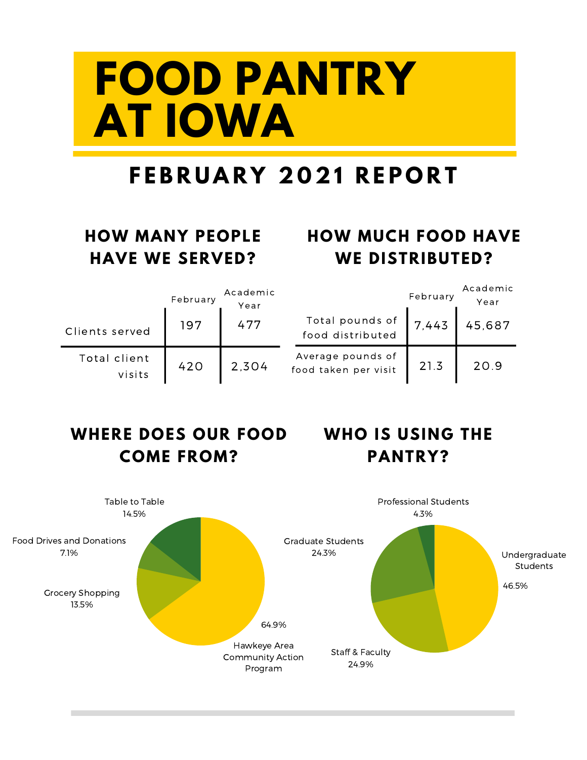# FOOD PANTRY AT IOWA

## FEBRUARY 2021 REPORT

### HOW MANY PEOPLE HAVE WE SERVED?

| | February | Academic Year |
|---|---|---|
| Clients served | 197 | 477 |
| Total client visits | 420 | 2,304 |

### HOW MUCH FOOD HAVE WE DISTRIBUTED?

| | February | Academic Year |
|---|---|---|
| Total pounds of food distributed | 7,443 | 45,687 |
| Average pounds of food taken per visit | 21.3 | 20.9 |

### WHERE DOES OUR FOOD COME FROM?

| Source | Percentage |
|---|---|
| Hawkeye Area Community Action Program | 64.9% |
| Table to Table | 14.5% |
| Grocery Shopping | 13.5% |
| Food Drives and Donations | 7.1% |

### WHO IS USING THE PANTRY?

| Group | Percentage |
|---|---|
| Undergraduate Students | 46.5% |
| Staff & Faculty | 24.9% |
| Graduate Students | 24.3% |
| Professional Students | 4.3% |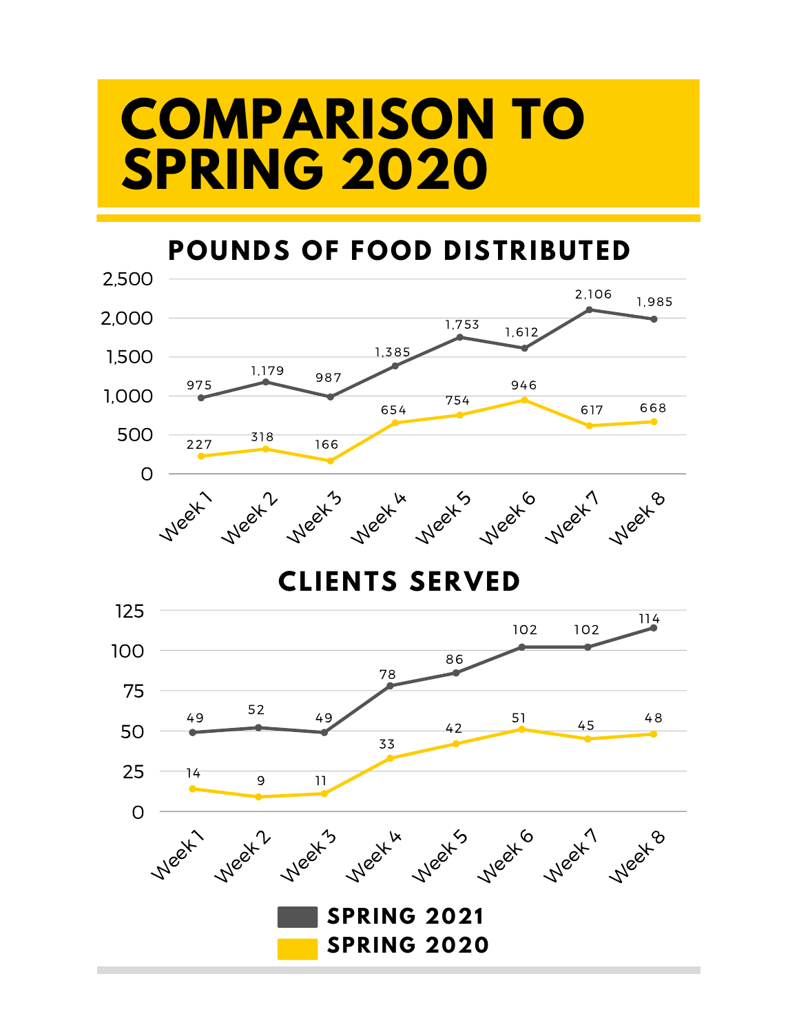# COMPARISON TO SPRING 2020

## POUNDS OF FOOD DISTRIBUTED

| | Week 1 | Week 2 | Week 3 | Week 4 | Week 5 | Week 6 | Week 7 | Week 8 |
|---|---|---|---|---|---|---|---|---|
| SPRING 2021 | 975 | 1,179 | 987 | 1,385 | 1,753 | 1,612 | 2,106 | 1,985 |
| SPRING 2020 | 227 | 318 | 166 | 654 | 754 | 946 | 617 | 668 |

## CLIENTS SERVED

| | Week 1 | Week 2 | Week 3 | Week 4 | Week 5 | Week 6 | Week 7 | Week 8 |
|---|---|---|---|---|---|---|---|---|
| SPRING 2021 | 49 | 52 | 49 | 78 | 86 | 102 | 102 | 114 |
| SPRING 2020 | 14 | 9 | 11 | 33 | 42 | 51 | 45 | 48 |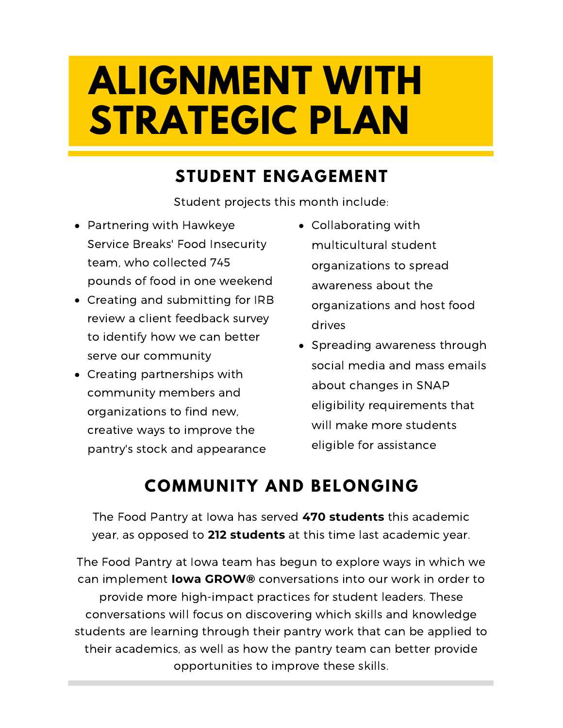# ALIGNMENT WITH STRATEGIC PLAN

## STUDENT ENGAGEMENT

Student projects this month include:

- Partnering with Hawkeye Service Breaks' Food Insecurity team, who collected 745 pounds of food in one weekend
- Creating and submitting for IRB review a client feedback survey to identify how we can better serve our community
- Creating partnerships with community members and organizations to find new, creative ways to improve the pantry's stock and appearance
- Collaborating with multicultural student organizations to spread awareness about the organizations and host food drives
- Spreading awareness through social media and mass emails about changes in SNAP eligibility requirements that will make more students eligible for assistance

## COMMUNITY AND BELONGING

The Food Pantry at Iowa has served **470 students** this academic year, as opposed to **212 students** at this time last academic year.

The Food Pantry at Iowa team has begun to explore ways in which we can implement **Iowa GROW®** conversations into our work in order to provide more high-impact practices for student leaders. These conversations will focus on discovering which skills and knowledge students are learning through their pantry work that can be applied to their academics, as well as how the pantry team can better provide opportunities to improve these skills.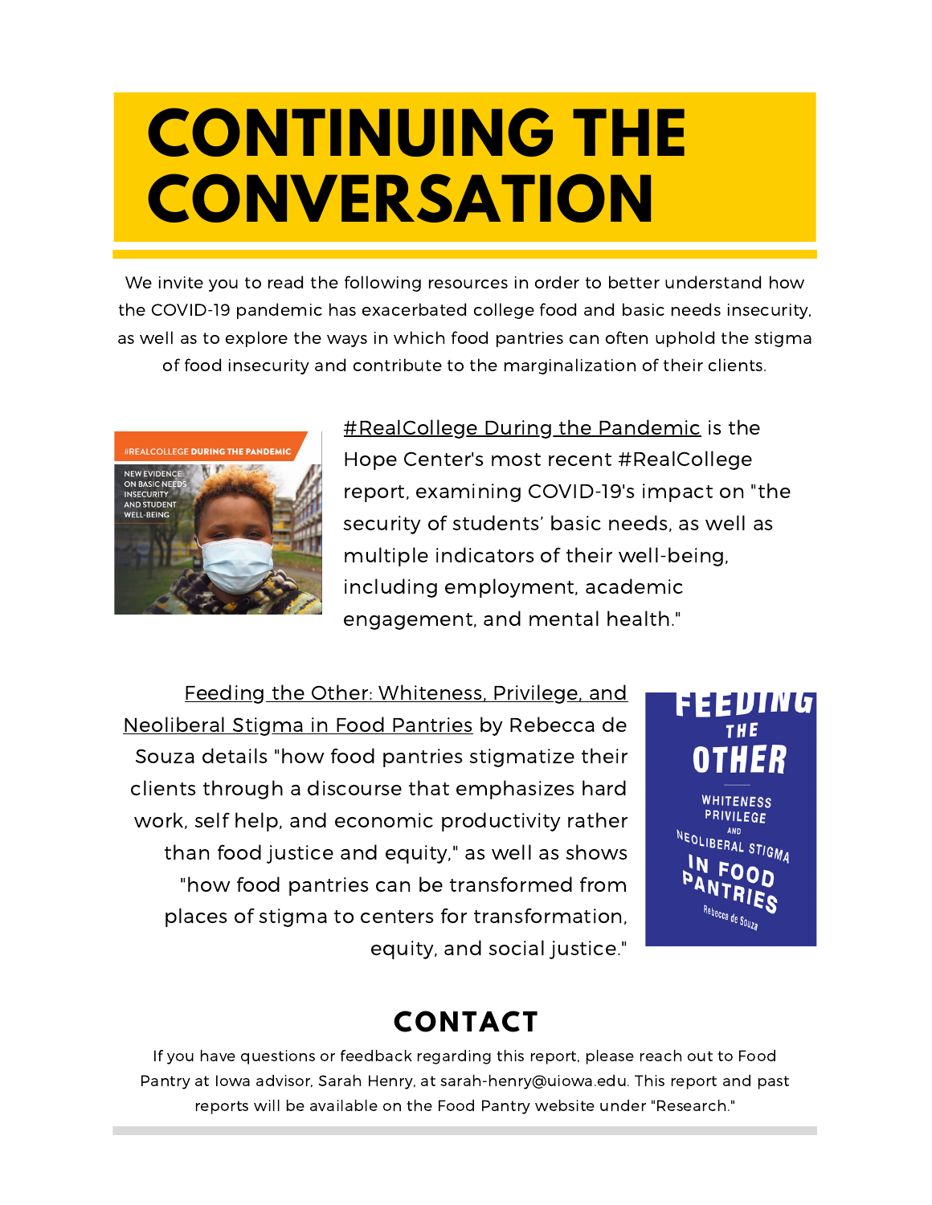# CONTINUING THE CONVERSATION

We invite you to read the following resources in order to better understand how the COVID-19 pandemic has exacerbated college food and basic needs insecurity, as well as to explore the ways in which food pantries can often uphold the stigma of food insecurity and contribute to the marginalization of their clients.

#RealCollege During the Pandemic is the Hope Center's most recent #RealCollege report, examining COVID-19's impact on "the security of students' basic needs, as well as multiple indicators of their well-being, including employment, academic engagement, and mental health."

Feeding the Other: Whiteness, Privilege, and Neoliberal Stigma in Food Pantries by Rebecca de Souza details "how food pantries stigmatize their clients through a discourse that emphasizes hard work, self help, and economic productivity rather than food justice and equity," as well as shows "how food pantries can be transformed from places of stigma to centers for transformation, equity, and social justice."

## CONTACT

If you have questions or feedback regarding this report, please reach out to Food Pantry at Iowa advisor, Sarah Henry, at sarah-henry@uiowa.edu. This report and past reports will be available on the Food Pantry website under "Research."